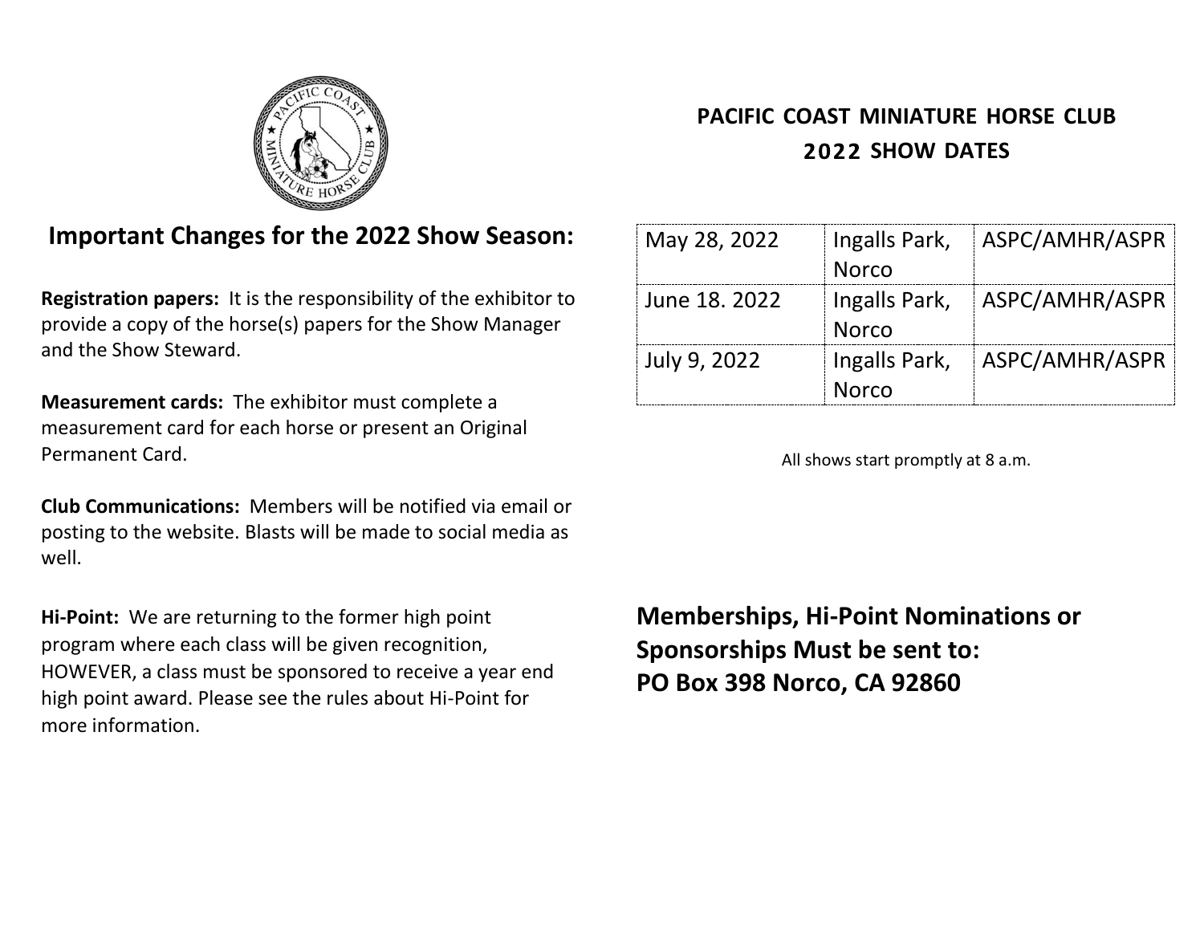# PACIFIC COAST MINIATURE HORSE CLUB

## 2022 SHOW DATES

| May 28, 2022 | Ingalls Park, Norco | ASPC/AMHR/ASPR |
|---|---|---|
| June 18. 2022 | Ingalls Park, Norco | ASPC/AMHR/ASPR |
| July 9, 2022 | Ingalls Park, Norco | ASPC/AMHR/ASPR |

All shows start promptly at 8 a.m.

## Important Changes for the 2022 Show Season:

**Registration papers:** It is the responsibility of the exhibitor to provide a copy of the horse(s) papers for the Show Manager and the Show Steward.

**Measurement cards:** The exhibitor must complete a measurement card for each horse or present an Original Permanent Card.

**Club Communications:** Members will be notified via email or posting to the website. Blasts will be made to social media as well.

**Hi-Point:** We are returning to the former high point program where each class will be given recognition, HOWEVER, a class must be sponsored to receive a year end high point award. Please see the rules about Hi-Point for more information.

## Memberships, Hi-Point Nominations or Sponsorships Must be sent to: PO Box 398 Norco, CA 92860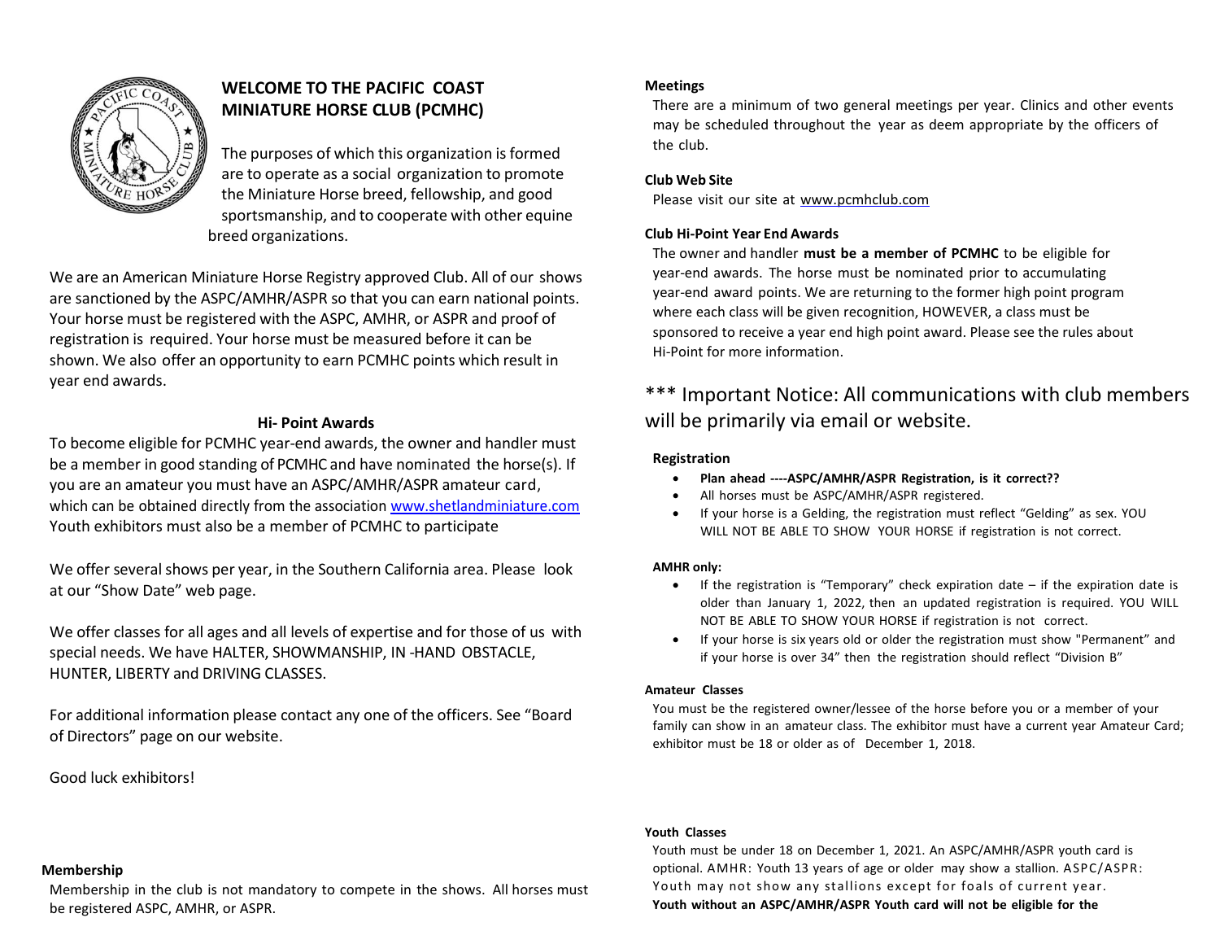## WELCOME TO THE PACIFIC COAST MINIATURE HORSE CLUB (PCMHC)

The purposes of which this organization is formed are to operate as a social organization to promote the Miniature Horse breed, fellowship, and good sportsmanship, and to cooperate with other equine breed organizations.

We are an American Miniature Horse Registry approved Club. All of our shows are sanctioned by the ASPC/AMHR/ASPR so that you can earn national points. Your horse must be registered with the ASPC, AMHR, or ASPR and proof of registration is required. Your horse must be measured before it can be shown. We also offer an opportunity to earn PCMHC points which result in year end awards.

### Hi- Point Awards

To become eligible for PCMHC year-end awards, the owner and handler must be a member in good standing of PCMHC and have nominated the horse(s). If you are an amateur you must have an ASPC/AMHR/ASPR amateur card, which can be obtained directly from the association www.shetlandminiature.com Youth exhibitors must also be a member of PCMHC to participate

We offer several shows per year, in the Southern California area. Please look at our "Show Date" web page.

We offer classes for all ages and all levels of expertise and for those of us with special needs. We have HALTER, SHOWMANSHIP, IN -HAND OBSTACLE, HUNTER, LIBERTY and DRIVING CLASSES.

For additional information please contact any one of the officers. See "Board of Directors" page on our website.

Good luck exhibitors!

### Membership

Membership in the club is not mandatory to compete in the shows. All horses must be registered ASPC, AMHR, or ASPR.

### Meetings

There are a minimum of two general meetings per year. Clinics and other events may be scheduled throughout the year as deem appropriate by the officers of the club.

### Club Web Site

Please visit our site at www.pcmhclub.com

### Club Hi-Point Year End Awards

The owner and handler **must be a member of PCMHC** to be eligible for year-end awards. The horse must be nominated prior to accumulating year-end award points. We are returning to the former high point program where each class will be given recognition, HOWEVER, a class must be sponsored to receive a year end high point award. Please see the rules about Hi-Point for more information.

*** Important Notice: All communications with club members will be primarily via email or website.

### Registration

- **Plan ahead ----ASPC/AMHR/ASPR Registration, is it correct??**
- All horses must be ASPC/AMHR/ASPR registered.
- If your horse is a Gelding, the registration must reflect "Gelding" as sex. YOU WILL NOT BE ABLE TO SHOW YOUR HORSE if registration is not correct.

**AMHR only:**

- If the registration is "Temporary" check expiration date – if the expiration date is older than January 1, 2022, then an updated registration is required. YOU WILL NOT BE ABLE TO SHOW YOUR HORSE if registration is not correct.
- If your horse is six years old or older the registration must show "Permanent" and if your horse is over 34" then the registration should reflect "Division B"

### Amateur Classes

You must be the registered owner/lessee of the horse before you or a member of your family can show in an amateur class. The exhibitor must have a current year Amateur Card; exhibitor must be 18 or older as of December 1, 2018.

### Youth Classes

Youth must be under 18 on December 1, 2021. An ASPC/AMHR/ASPR youth card is optional. AMHR: Youth 13 years of age or older may show a stallion. ASPC/ASPR: Youth may not show any stallions except for foals of current year. **Youth without an ASPC/AMHR/ASPR Youth card will not be eligible for the**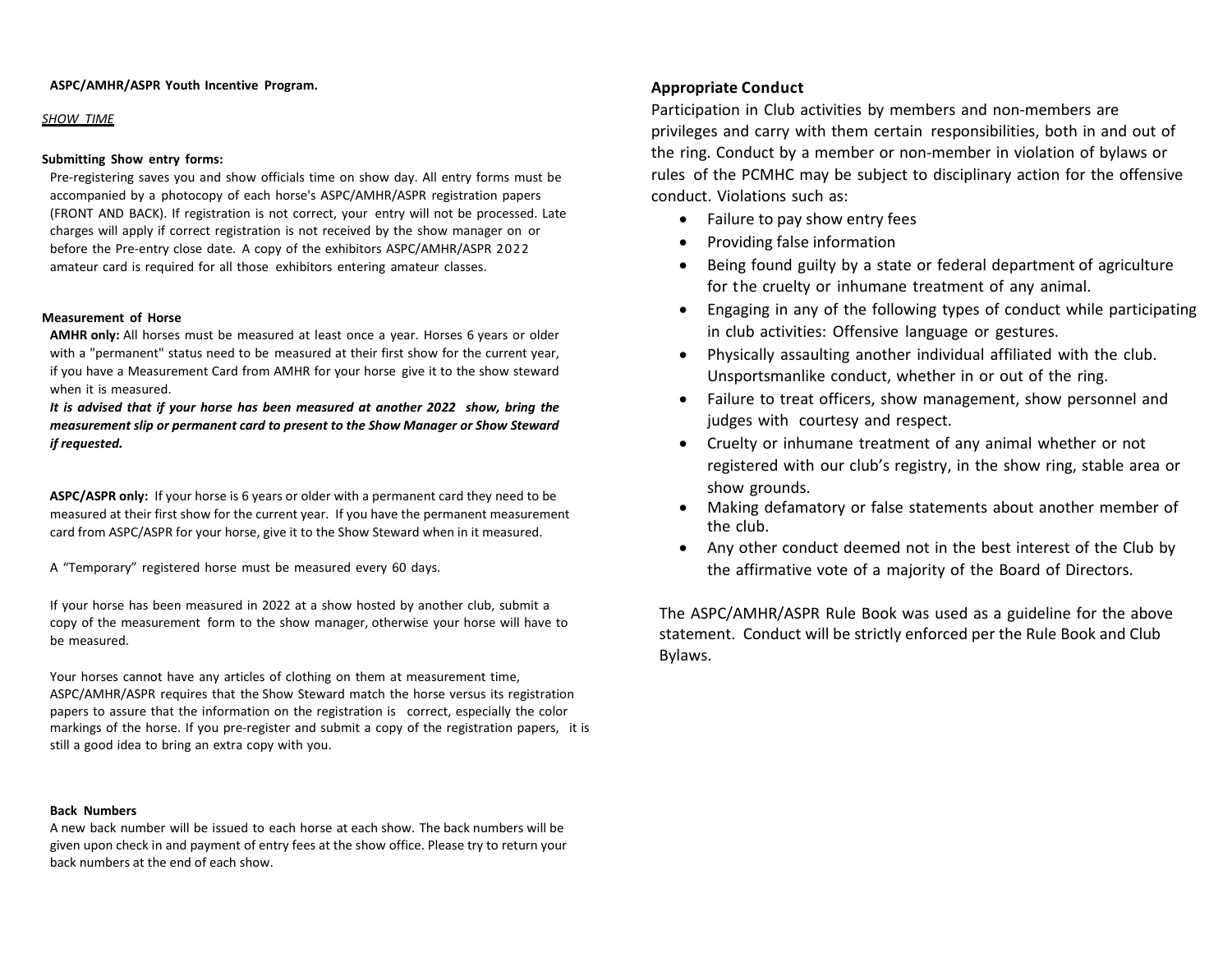**ASPC/AMHR/ASPR Youth Incentive Program.**

*SHOW TIME*

**Submitting Show entry forms:**

Pre-registering saves you and show officials time on show day. All entry forms must be accompanied by a photocopy of each horse's ASPC/AMHR/ASPR registration papers (FRONT AND BACK). If registration is not correct, your entry will not be processed. Late charges will apply if correct registration is not received by the show manager on or before the Pre-entry close date. A copy of the exhibitors ASPC/AMHR/ASPR 2022 amateur card is required for all those exhibitors entering amateur classes.

**Measurement of Horse**

**AMHR only:** All horses must be measured at least once a year. Horses 6 years or older with a "permanent" status need to be measured at their first show for the current year, if you have a Measurement Card from AMHR for your horse give it to the show steward when it is measured.

***It is advised that if your horse has been measured at another 2022 show, bring the measurement slip or permanent card to present to the Show Manager or Show Steward if requested.***

**ASPC/ASPR only:** If your horse is 6 years or older with a permanent card they need to be measured at their first show for the current year. If you have the permanent measurement card from ASPC/ASPR for your horse, give it to the Show Steward when in it measured.

A "Temporary" registered horse must be measured every 60 days.

If your horse has been measured in 2022 at a show hosted by another club, submit a copy of the measurement form to the show manager, otherwise your horse will have to be measured.

Your horses cannot have any articles of clothing on them at measurement time, ASPC/AMHR/ASPR requires that the Show Steward match the horse versus its registration papers to assure that the information on the registration is correct, especially the color markings of the horse. If you pre-register and submit a copy of the registration papers, it is still a good idea to bring an extra copy with you.

**Back Numbers**

A new back number will be issued to each horse at each show. The back numbers will be given upon check in and payment of entry fees at the show office. Please try to return your back numbers at the end of each show.

**Appropriate Conduct**

Participation in Club activities by members and non-members are privileges and carry with them certain responsibilities, both in and out of the ring. Conduct by a member or non-member in violation of bylaws or rules of the PCMHC may be subject to disciplinary action for the offensive conduct. Violations such as:

- Failure to pay show entry fees
- Providing false information
- Being found guilty by a state or federal department of agriculture for the cruelty or inhumane treatment of any animal.
- Engaging in any of the following types of conduct while participating in club activities: Offensive language or gestures.
- Physically assaulting another individual affiliated with the club. Unsportsmanlike conduct, whether in or out of the ring.
- Failure to treat officers, show management, show personnel and judges with courtesy and respect.
- Cruelty or inhumane treatment of any animal whether or not registered with our club's registry, in the show ring, stable area or show grounds.
- Making defamatory or false statements about another member of the club.
- Any other conduct deemed not in the best interest of the Club by the affirmative vote of a majority of the Board of Directors.

The ASPC/AMHR/ASPR Rule Book was used as a guideline for the above statement. Conduct will be strictly enforced per the Rule Book and Club Bylaws.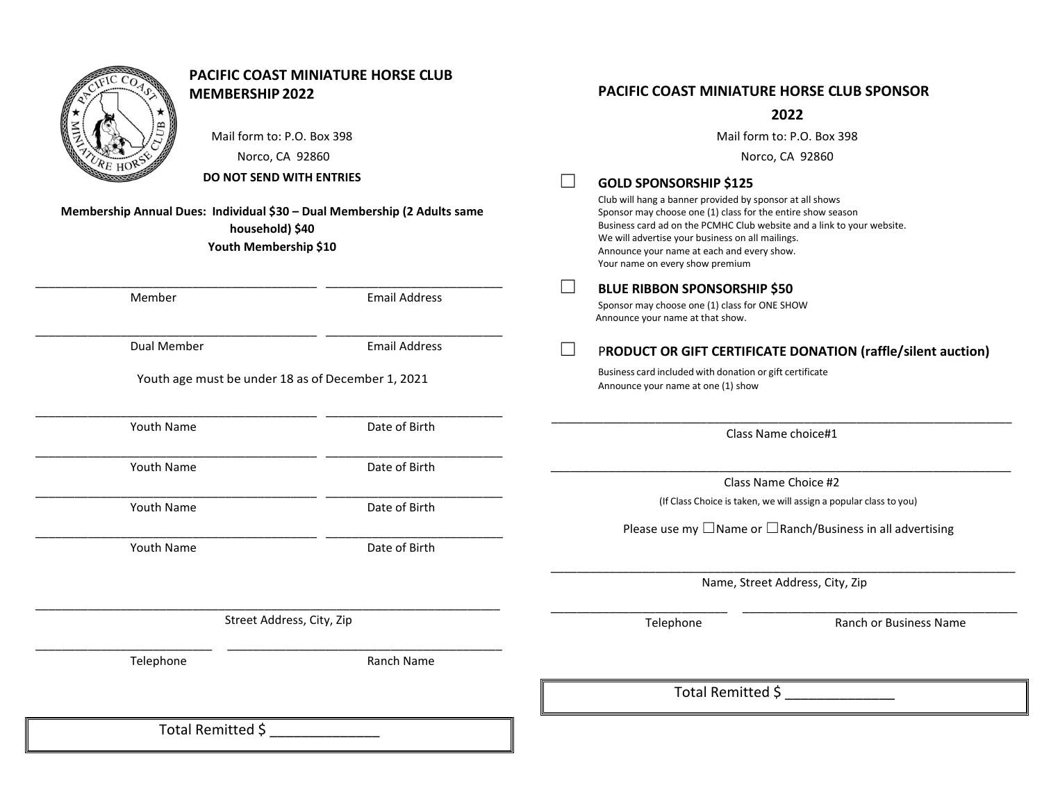## PACIFIC COAST MINIATURE HORSE CLUB MEMBERSHIP 2022

Mail form to: P.O. Box 398
Norco, CA 92860

**DO NOT SEND WITH ENTRIES**

**Membership Annual Dues: Individual $30 – Dual Membership (2 Adults same household) $40**
**Youth Membership $10**

_________________________________________ _________________________
Member | Email Address

_________________________________________ _________________________
Dual Member | Email Address

Youth age must be under 18 as of December 1, 2021

_________________________________________ _________________________
Youth Name | Date of Birth

_________________________________________ _________________________
Youth Name | Date of Birth

_________________________________________ _________________________
Youth Name | Date of Birth

_________________________________________ _________________________
Youth Name | Date of Birth

_______________________________________________________________________
Street Address, City, Zip

_________________________ ________________________________________
Telephone | Ranch Name

Total Remitted $ _____________

## PACIFIC COAST MINIATURE HORSE CLUB SPONSOR 2022

Mail form to: P.O. Box 398
Norco, CA 92860

☐ **GOLD SPONSORSHIP $125**

Club will hang a banner provided by sponsor at all shows
Sponsor may choose one (1) class for the entire show season
Business card ad on the PCMHC Club website and a link to your website.
We will advertise your business on all mailings.
Announce your name at each and every show.
Your name on every show premium

☐ **BLUE RIBBON SPONSORSHIP $50**

Sponsor may choose one (1) class for ONE SHOW
Announce your name at that show.

☐ P**RODUCT OR GIFT CERTIFICATE DONATION (raffle/silent auction)**

Business card included with donation or gift certificate
Announce your name at one (1) show

_______________________________________________________________________
Class Name choice#1

_______________________________________________________________________
Class Name Choice #2

(If Class Choice is taken, we will assign a popular class to you)

Please use my ☐Name or ☐Ranch/Business in all advertising

_______________________________________________________________________
Name, Street Address, City, Zip

_________________________ ________________________________________
Telephone | Ranch or Business Name

Total Remitted $ _____________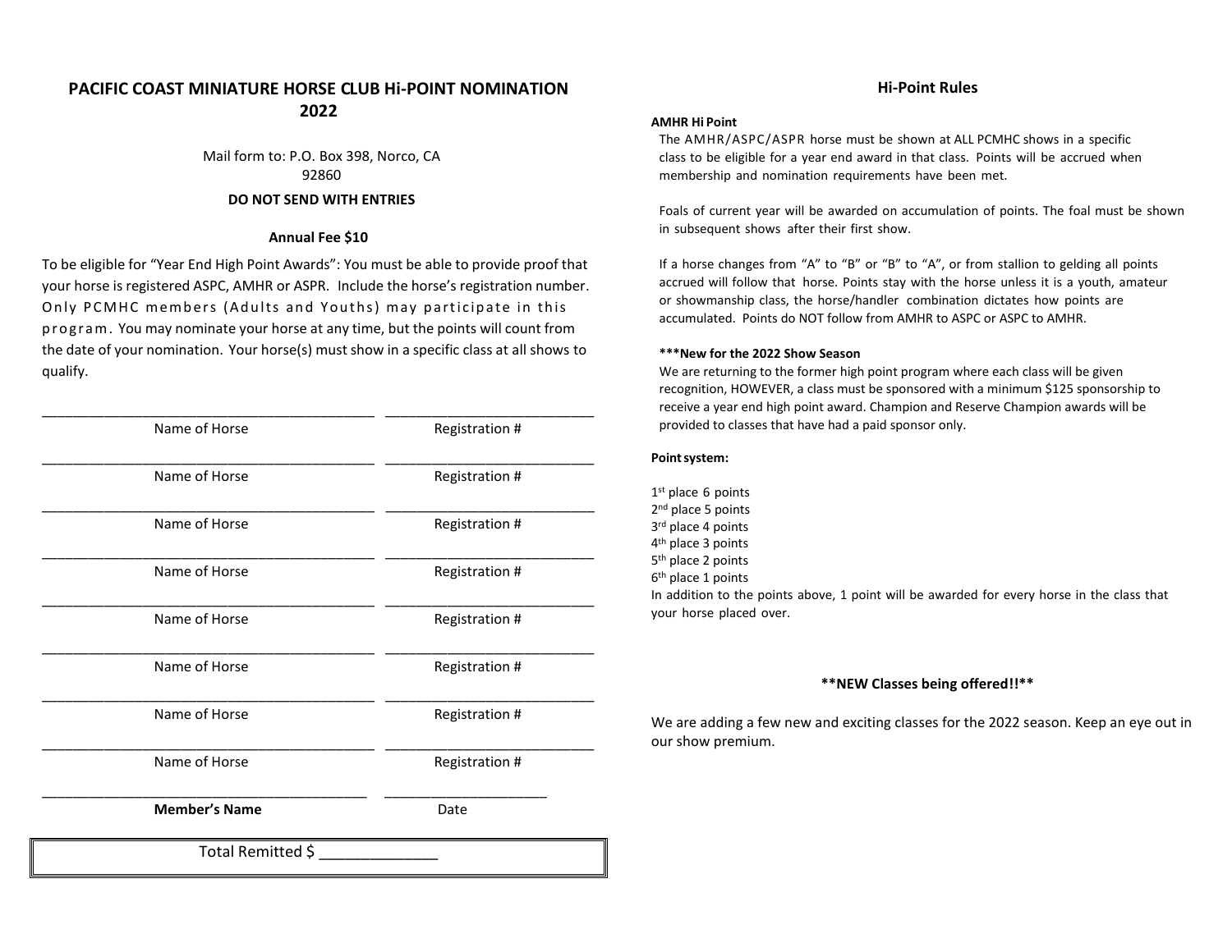# PACIFIC COAST MINIATURE HORSE CLUB Hi-POINT NOMINATION 2022

Mail form to: P.O. Box 398, Norco, CA 92860

**DO NOT SEND WITH ENTRIES**

**Annual Fee $10**

To be eligible for "Year End High Point Awards": You must be able to provide proof that your horse is registered ASPC, AMHR or ASPR. Include the horse's registration number. Only PCMHC members (Adults and Youths) may participate in this program. You may nominate your horse at any time, but the points will count from the date of your nomination. Your horse(s) must show in a specific class at all shows to qualify.

| Name of Horse | Registration # |
|---|---|
| | |
| | |
| | |
| | |
| | |
| | |
| | |
| | |

| **Member's Name** | Date |
|---|---|
| | |

Total Remitted $ ______________

## Hi-Point Rules

**AMHR Hi Point**

The AMHR/ASPC/ASPR horse must be shown at ALL PCMHC shows in a specific class to be eligible for a year end award in that class. Points will be accrued when membership and nomination requirements have been met.

Foals of current year will be awarded on accumulation of points. The foal must be shown in subsequent shows after their first show.

If a horse changes from "A" to "B" or "B" to "A", or from stallion to gelding all points accrued will follow that horse. Points stay with the horse unless it is a youth, amateur or showmanship class, the horse/handler combination dictates how points are accumulated. Points do NOT follow from AMHR to ASPC or ASPC to AMHR.

**\*\*\*New for the 2022 Show Season**

We are returning to the former high point program where each class will be given recognition, HOWEVER, a class must be sponsored with a minimum $125 sponsorship to receive a year end high point award. Champion and Reserve Champion awards will be provided to classes that have had a paid sponsor only.

**Point system:**

1st place 6 points
2nd place 5 points
3rd place 4 points
4th place 3 points
5th place 2 points
6th place 1 points

In addition to the points above, 1 point will be awarded for every horse in the class that your horse placed over.

**\*\*NEW Classes being offered!!\*\***

We are adding a few new and exciting classes for the 2022 season. Keep an eye out in our show premium.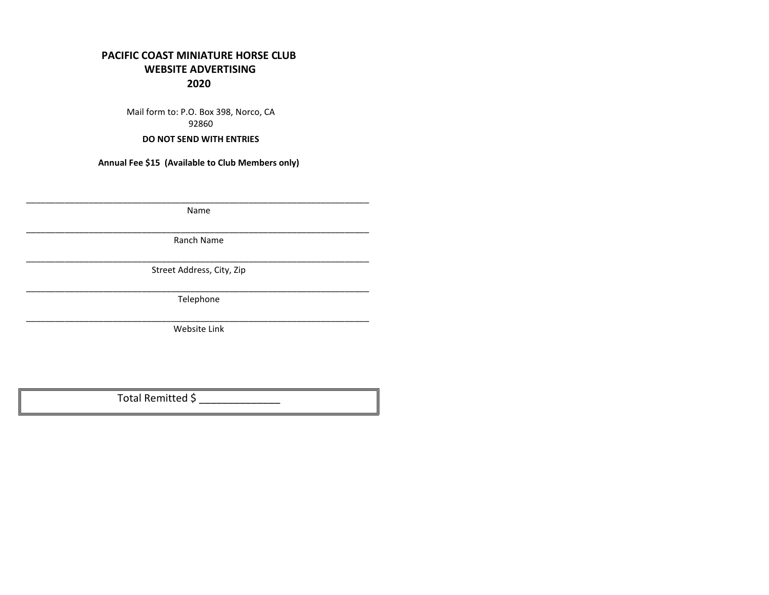**PACIFIC COAST MINIATURE HORSE CLUB**
**WEBSITE ADVERTISING**
**2020**

Mail form to: P.O. Box 398, Norco, CA 92860

**DO NOT SEND WITH ENTRIES**

**Annual Fee $15 (Available to Club Members only)**

______________________________________________________________________
Name

______________________________________________________________________
Ranch Name

______________________________________________________________________
Street Address, City, Zip

______________________________________________________________________
Telephone

______________________________________________________________________
Website Link

Total Remitted $ _____________